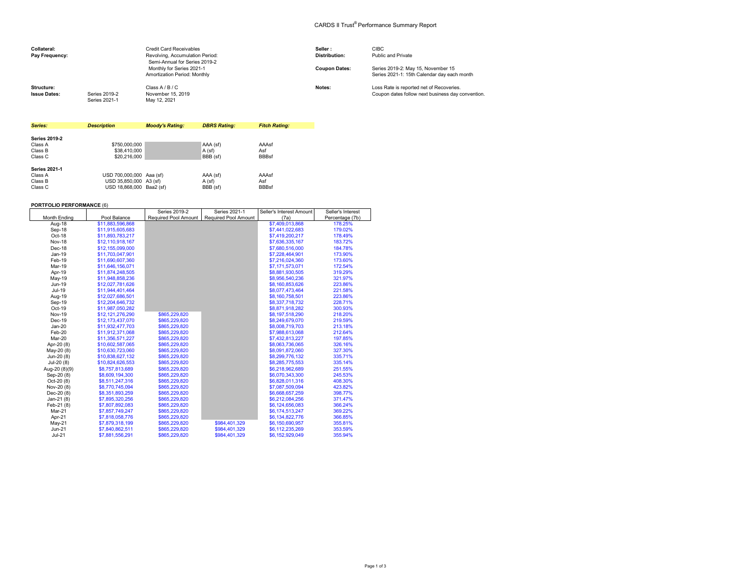# CARDS II Trust® Performance Summary Report

| | | |
|---|---|---|
| **Collateral:** | | Credit Card Receivables |
| **Pay Frequency:** | | Revolving, Accumulation Period: Semi-Annual for Series 2019-2 Monthly for Series 2021-1 Amortization Period: Monthly |
| **Structure:** | | Class A / B / C |
| **Issue Dates:** | Series 2019-2 | November 15, 2019 |
| | Series 2021-1 | May 12, 2021 |

| | |
|---|---|
| **Seller :** | CIBC |
| **Distribution:** | Public and Private |
| **Coupon Dates:** | Series 2019-2: May 15, November 15 Series 2021-1: 15th Calendar day each month |
| **Notes:** | Loss Rate is reported net of Recoveries. Coupon dates follow next business day convention. |

| *Series:* | *Description* | *Moody's Rating:* | *DBRS Rating:* | *Fitch Rating:* |
|---|---|---|---|---|
| **Series 2019-2** | | | | |
| Class A | $750,000,000 | | AAA (sf) | AAAsf |
| Class B | $38,410,000 | | A (sf) | Asf |
| Class C | $20,216,000 | | BBB (sf) | BBBsf |
| **Series 2021-1** | | | | |
| Class A | USD 700,000,000 | Aaa (sf) | AAA (sf) | AAAsf |
| Class B | USD 35,850,000 | A3 (sf) | A (sf) | Asf |
| Class C | USD 18,868,000 | Baa2 (sf) | BBB (sf) | BBBsf |

**PORTFOLIO PERFORMANCE** (6)

| Month Ending | Pool Balance | Series 2019-2 Required Pool Amount | Series 2021-1 Required Pool Amount | Seller's Interest Amount (7a) | Seller's Interest Percentage (7b) |
|---|---|---|---|---|---|
| Aug-18 | $11,883,596,868 | | | $7,409,013,868 | 178.25% |
| Sep-18 | $11,915,605,683 | | | $7,441,022,683 | 179.02% |
| Oct-18 | $11,893,783,217 | | | $7,419,200,217 | 178.49% |
| Nov-18 | $12,110,918,167 | | | $7,636,335,167 | 183.72% |
| Dec-18 | $12,155,099,000 | | | $7,680,516,000 | 184.78% |
| Jan-19 | $11,703,047,901 | | | $7,228,464,901 | 173.90% |
| Feb-19 | $11,690,607,360 | | | $7,216,024,360 | 173.60% |
| Mar-19 | $11,646,156,071 | | | $7,171,573,071 | 172.54% |
| Apr-19 | $11,874,248,505 | | | $8,881,930,505 | 319.29% |
| May-19 | $11,948,858,236 | | | $8,956,540,236 | 321.97% |
| Jun-19 | $12,027,781,626 | | | $8,160,853,626 | 223.86% |
| Jul-19 | $11,944,401,464 | | | $8,077,473,464 | 221.58% |
| Aug-19 | $12,027,686,501 | | | $8,160,758,501 | 223.86% |
| Sep-19 | $12,204,646,732 | | | $8,337,718,732 | 228.71% |
| Oct-19 | $11,987,050,282 | | | $8,871,918,282 | 300.93% |
| Nov-19 | $12,121,276,290 | $865,229,820 | | $8,197,518,290 | 218.20% |
| Dec-19 | $12,173,437,070 | $865,229,820 | | $8,249,679,070 | 219.59% |
| Jan-20 | $11,932,477,703 | $865,229,820 | | $8,008,719,703 | 213.18% |
| Feb-20 | $11,912,371,068 | $865,229,820 | | $7,988,613,068 | 212.64% |
| Mar-20 | $11,356,571,227 | $865,229,820 | | $7,432,813,227 | 197.85% |
| Apr-20 (8) | $10,602,587,065 | $865,229,820 | | $8,063,736,065 | 326.16% |
| May-20 (8) | $10,630,723,060 | $865,229,820 | | $8,091,872,060 | 327.30% |
| Jun-20 (8) | $10,838,627,132 | $865,229,820 | | $8,299,776,132 | 335.71% |
| Jul-20 (8) | $10,824,626,553 | $865,229,820 | | $8,285,775,553 | 335.14% |
| Aug-20 (8)(9) | $8,757,813,689 | $865,229,820 | | $6,218,962,689 | 251.55% |
| Sep-20 (8) | $8,609,194,300 | $865,229,820 | | $6,070,343,300 | 245.53% |
| Oct-20 (8) | $8,511,247,316 | $865,229,820 | | $6,828,011,316 | 408.30% |
| Nov-20 (8) | $8,770,745,094 | $865,229,820 | | $7,087,509,094 | 423.82% |
| Dec-20 (8) | $8,351,893,259 | $865,229,820 | | $6,668,657,259 | 398.77% |
| Jan-21 (8) | $7,895,320,256 | $865,229,820 | | $6,212,084,256 | 371.47% |
| Feb-21 (8) | $7,807,892,083 | $865,229,820 | | $6,124,656,083 | 366.24% |
| Mar-21 | $7,857,749,247 | $865,229,820 | | $6,174,513,247 | 369.22% |
| Apr-21 | $7,818,058,776 | $865,229,820 | | $6,134,822,776 | 366.85% |
| May-21 | $7,879,318,199 | $865,229,820 | $984,401,329 | $6,150,690,957 | 355.81% |
| Jun-21 | $7,840,862,511 | $865,229,820 | $984,401,329 | $6,112,235,269 | 353.59% |
| Jul-21 | $7,881,556,291 | $865,229,820 | $984,401,329 | $6,152,929,049 | 355.94% |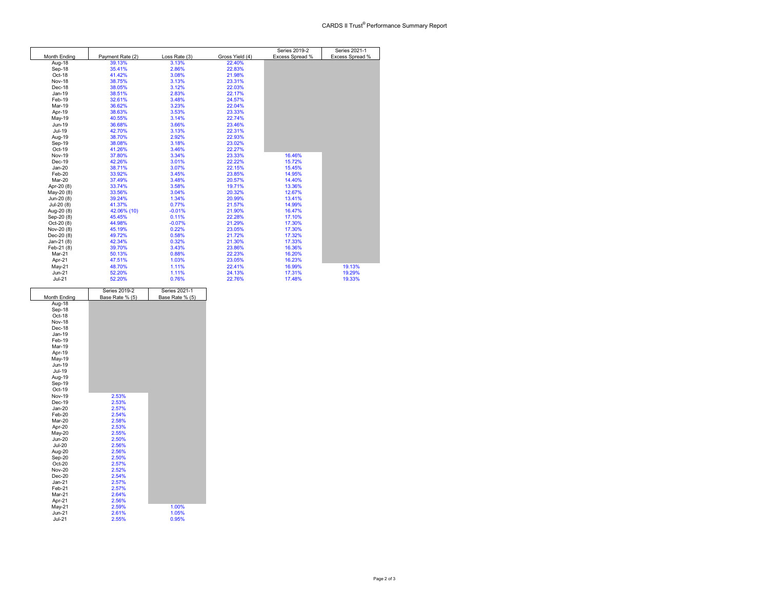# CARDS II Trust® Performance Summary Report

| Month Ending | Payment Rate (2) | Loss Rate (3) | Gross Yield (4) | Series 2019-2 Excess Spread % | Series 2021-1 Excess Spread % |
|---|---|---|---|---|---|
| Aug-18 | 39.13% | 3.13% | 22.40% | | |
| Sep-18 | 35.41% | 2.86% | 22.83% | | |
| Oct-18 | 41.42% | 3.08% | 21.98% | | |
| Nov-18 | 38.75% | 3.13% | 23.31% | | |
| Dec-18 | 38.05% | 3.12% | 22.03% | | |
| Jan-19 | 38.51% | 2.83% | 22.17% | | |
| Feb-19 | 32.61% | 3.48% | 24.57% | | |
| Mar-19 | 36.62% | 3.23% | 22.04% | | |
| Apr-19 | 38.63% | 3.53% | 23.33% | | |
| May-19 | 40.55% | 3.14% | 22.74% | | |
| Jun-19 | 36.68% | 3.66% | 23.46% | | |
| Jul-19 | 42.70% | 3.13% | 22.31% | | |
| Aug-19 | 38.70% | 2.92% | 22.93% | | |
| Sep-19 | 38.08% | 3.18% | 23.02% | | |
| Oct-19 | 41.26% | 3.46% | 22.27% | | |
| Nov-19 | 37.80% | 3.34% | 23.33% | 16.46% | |
| Dec-19 | 42.26% | 3.01% | 22.22% | 15.72% | |
| Jan-20 | 38.71% | 3.07% | 22.15% | 15.45% | |
| Feb-20 | 33.92% | 3.45% | 23.85% | 14.95% | |
| Mar-20 | 37.49% | 3.48% | 20.57% | 14.40% | |
| Apr-20 (8) | 33.74% | 3.58% | 19.71% | 13.36% | |
| May-20 (8) | 33.56% | 3.04% | 20.32% | 12.67% | |
| Jun-20 (8) | 39.24% | 1.34% | 20.99% | 13.41% | |
| Jul-20 (8) | 41.37% | 0.77% | 21.57% | 14.99% | |
| Aug-20 (8) | 42.06% (10) | -0.01% | 21.90% | 16.47% | |
| Sep-20 (8) | 45.45% | 0.11% | 22.28% | 17.10% | |
| Oct-20 (8) | 44.98% | -0.07% | 21.29% | 17.30% | |
| Nov-20 (8) | 45.19% | 0.22% | 23.05% | 17.30% | |
| Dec-20 (8) | 49.72% | 0.58% | 21.72% | 17.32% | |
| Jan-21 (8) | 42.34% | 0.32% | 21.30% | 17.33% | |
| Feb-21 (8) | 39.70% | 3.43% | 23.86% | 16.36% | |
| Mar-21 | 50.13% | 0.88% | 22.23% | 16.20% | |
| Apr-21 | 47.51% | 1.03% | 23.05% | 16.23% | |
| May-21 | 48.70% | 1.11% | 22.41% | 16.99% | 19.13% |
| Jun-21 | 52.20% | 1.11% | 24.13% | 17.31% | 19.29% |
| Jul-21 | 52.20% | 0.76% | 22.76% | 17.48% | 19.33% |

| Month Ending | Series 2019-2 Base Rate % (5) | Series 2021-1 Base Rate % (5) |
|---|---|---|
| Aug-18 | | |
| Sep-18 | | |
| Oct-18 | | |
| Nov-18 | | |
| Dec-18 | | |
| Jan-19 | | |
| Feb-19 | | |
| Mar-19 | | |
| Apr-19 | | |
| May-19 | | |
| Jun-19 | | |
| Jul-19 | | |
| Aug-19 | | |
| Sep-19 | | |
| Oct-19 | | |
| Nov-19 | 2.53% | |
| Dec-19 | 2.53% | |
| Jan-20 | 2.57% | |
| Feb-20 | 2.54% | |
| Mar-20 | 2.58% | |
| Apr-20 | 2.53% | |
| May-20 | 2.55% | |
| Jun-20 | 2.50% | |
| Jul-20 | 2.56% | |
| Aug-20 | 2.56% | |
| Sep-20 | 2.50% | |
| Oct-20 | 2.57% | |
| Nov-20 | 2.52% | |
| Dec-20 | 2.54% | |
| Jan-21 | 2.57% | |
| Feb-21 | 2.57% | |
| Mar-21 | 2.64% | |
| Apr-21 | 2.56% | |
| May-21 | 2.59% | 1.00% |
| Jun-21 | 2.61% | 1.05% |
| Jul-21 | 2.55% | 0.95% |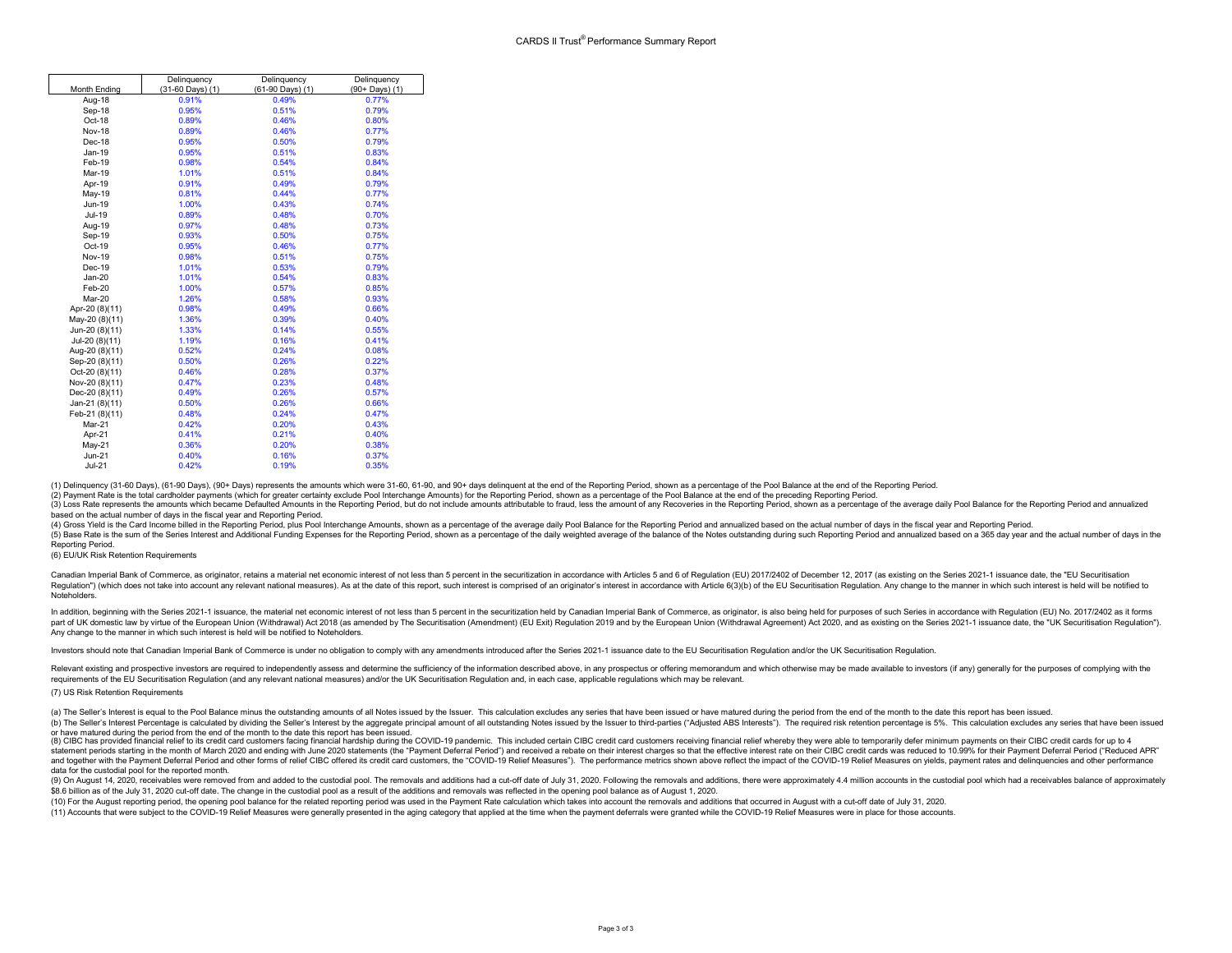# CARDS II Trust® Performance Summary Report

| Month Ending | Delinquency (31-60 Days) (1) | Delinquency (61-90 Days) (1) | Delinquency (90+ Days) (1) |
|---|---|---|---|
| Aug-18 | 0.91% | 0.49% | 0.77% |
| Sep-18 | 0.95% | 0.51% | 0.79% |
| Oct-18 | 0.89% | 0.46% | 0.80% |
| Nov-18 | 0.89% | 0.46% | 0.77% |
| Dec-18 | 0.95% | 0.50% | 0.79% |
| Jan-19 | 0.95% | 0.51% | 0.83% |
| Feb-19 | 0.98% | 0.54% | 0.84% |
| Mar-19 | 1.01% | 0.51% | 0.84% |
| Apr-19 | 0.91% | 0.49% | 0.79% |
| May-19 | 0.81% | 0.44% | 0.77% |
| Jun-19 | 1.00% | 0.43% | 0.74% |
| Jul-19 | 0.89% | 0.48% | 0.70% |
| Aug-19 | 0.97% | 0.48% | 0.73% |
| Sep-19 | 0.93% | 0.50% | 0.75% |
| Oct-19 | 0.95% | 0.46% | 0.77% |
| Nov-19 | 0.98% | 0.51% | 0.75% |
| Dec-19 | 1.01% | 0.53% | 0.79% |
| Jan-20 | 1.01% | 0.54% | 0.83% |
| Feb-20 | 1.00% | 0.57% | 0.85% |
| Mar-20 | 1.26% | 0.58% | 0.93% |
| Apr-20 (8)(11) | 0.98% | 0.49% | 0.66% |
| May-20 (8)(11) | 1.36% | 0.39% | 0.40% |
| Jun-20 (8)(11) | 1.33% | 0.14% | 0.55% |
| Jul-20 (8)(11) | 1.19% | 0.16% | 0.41% |
| Aug-20 (8)(11) | 0.52% | 0.24% | 0.08% |
| Sep-20 (8)(11) | 0.50% | 0.26% | 0.22% |
| Oct-20 (8)(11) | 0.46% | 0.28% | 0.37% |
| Nov-20 (8)(11) | 0.47% | 0.23% | 0.48% |
| Dec-20 (8)(11) | 0.49% | 0.26% | 0.57% |
| Jan-21 (8)(11) | 0.50% | 0.26% | 0.66% |
| Feb-21 (8)(11) | 0.48% | 0.24% | 0.47% |
| Mar-21 | 0.42% | 0.20% | 0.43% |
| Apr-21 | 0.41% | 0.21% | 0.40% |
| May-21 | 0.36% | 0.20% | 0.38% |
| Jun-21 | 0.40% | 0.16% | 0.37% |
| Jul-21 | 0.42% | 0.19% | 0.35% |

(1) Delinquency (31-60 Days), (61-90 Days), (90+ Days) represents the amounts which were 31-60, 61-90, and 90+ days delinquent at the end of the Reporting Period, shown as a percentage of the Pool Balance at the end of the Reporting Period.

(2) Payment Rate is the total cardholder payments (which for greater certainty exclude Pool Interchange Amounts) for the Reporting Period, shown as a percentage of the Pool Balance at the end of the preceding Reporting Period.

(3) Loss Rate represents the amounts which became Defaulted Amounts in the Reporting Period, but do not include amounts attributable to fraud, less the amount of any Recoveries in the Reporting Period, shown as a percentage of the average daily Pool Balance for the Reporting Period and annualized based on the actual number of days in the fiscal year and Reporting Period.

(4) Gross Yield is the Card Income billed in the Reporting Period, plus Pool Interchange Amounts, shown as a percentage of the average daily Pool Balance for the Reporting Period and annualized based on the actual number of days in the fiscal year and Reporting Period.

(5) Base Rate is the sum of the Series Interest and Additional Funding Expenses for the Reporting Period, shown as a percentage of the daily weighted average of the balance of the Notes outstanding during such Reporting Period and annualized based on a 365 day year and the actual number of days in the Reporting Period.

(6) EU/UK Risk Retention Requirements

Canadian Imperial Bank of Commerce, as originator, retains a material net economic interest of not less than 5 percent in the securitization in accordance with Articles 5 and 6 of Regulation (EU) 2017/2402 of December 12, 2017 (as existing on the Series 2021-1 issuance date, the "EU Securitisation Regulation") (which does not take into account any relevant national measures). As at the date of this report, such interest is comprised of an originator's interest in accordance with Article 6(3)(b) of the EU Securitisation Regulation. Any change to the manner in which such interest is held will be notified to Noteholders.

In addition, beginning with the Series 2021-1 issuance, the material net economic interest of not less than 5 percent in the securitization held by Canadian Imperial Bank of Commerce, as originator, is also being held for purposes of such Series in accordance with Regulation (EU) No. 2017/2402 as it forms part of UK domestic law by virtue of the European Union (Withdrawal) Act 2018 (as amended by The Securitisation (Amendment) (EU Exit) Regulation 2019 and by the European Union (Withdrawal Agreement) Act 2020, and as existing on the Series 2021-1 issuance date, the "UK Securitisation Regulation"). Any change to the manner in which such interest is held will be notified to Noteholders.

Investors should note that Canadian Imperial Bank of Commerce is under no obligation to comply with any amendments introduced after the Series 2021-1 issuance date to the EU Securitisation Regulation and/or the UK Securitisation Regulation.

Relevant existing and prospective investors are required to independently assess and determine the sufficiency of the information described above, in any prospectus or offering memorandum and which otherwise may be made available to investors (if any) generally for the purposes of complying with the requirements of the EU Securitisation Regulation (and any relevant national measures) and/or the UK Securitisation Regulation and, in each case, applicable regulations which may be relevant.

(7) US Risk Retention Requirements

(a) The Seller's Interest is equal to the Pool Balance minus the outstanding amounts of all Notes issued by the Issuer. This calculation excludes any series that have been issued or have matured during the period from the end of the month to the date this report has been issued.

(b) The Seller's Interest Percentage is calculated by dividing the Seller's Interest by the aggregate principal amount of all outstanding Notes issued by the Issuer to third-parties ("Adjusted ABS Interests"). The required risk retention percentage is 5%. This calculation excludes any series that have been issued or have matured during the period from the end of the month to the date this report has been issued.

(8) CIBC has provided financial relief to its credit card customers facing financial hardship during the COVID-19 pandemic. This included certain CIBC credit card customers receiving financial relief whereby they were able to temporarily defer minimum payments on their CIBC credit cards for up to 4 statement periods starting in the month of March 2020 and ending with June 2020 statements (the "Payment Deferral Period") and received a rebate on their interest charges so that the effective interest rate on their CIBC credit cards was reduced to 10.99% for their Payment Deferral Period ("Reduced APR" and together with the Payment Deferral Period and other forms of relief CIBC offered its credit card customers, the "COVID-19 Relief Measures"). The performance metrics shown above reflect the impact of the COVID-19 Relief Measures on yields, payment rates and delinquencies and other performance data for the custodial pool for the reported month.

(9) On August 14, 2020, receivables were removed from and added to the custodial pool. The removals and additions had a cut-off date of July 31, 2020. Following the removals and additions, there were approximately 4.4 million accounts in the custodial pool which had a receivables balance of approximately $8.6 billion as of the July 31, 2020 cut-off date. The change in the custodial pool as a result of the additions and removals was reflected in the opening pool balance as of August 1, 2020.

(10) For the August reporting period, the opening pool balance for the related reporting period was used in the Payment Rate calculation which takes into account the removals and additions that occurred in August with a cut-off date of July 31, 2020.

(11) Accounts that were subject to the COVID-19 Relief Measures were generally presented in the aging category that applied at the time when the payment deferrals were granted while the COVID-19 Relief Measures were in place for those accounts.